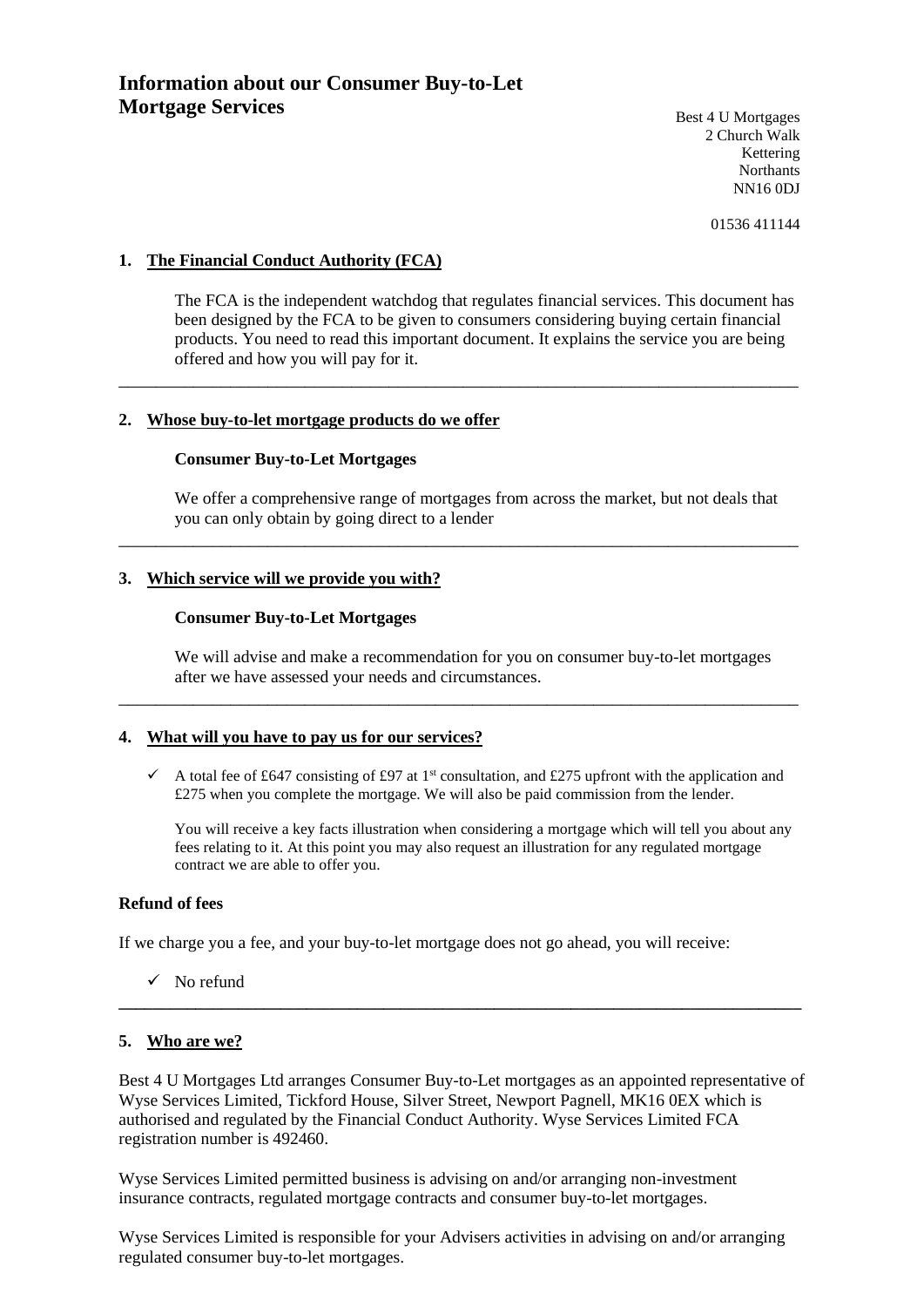# Information about our Consumer Buy-to-Let Mortgage Services

Best 4 U Mortgages
2 Church Walk
Kettering
Northants
NN16 0DJ

01536 411144

## 1. The Financial Conduct Authority (FCA)

The FCA is the independent watchdog that regulates financial services. This document has been designed by the FCA to be given to consumers considering buying certain financial products. You need to read this important document. It explains the service you are being offered and how you will pay for it.

---

## 2. Whose buy-to-let mortgage products do we offer

**Consumer Buy-to-Let Mortgages**

We offer a comprehensive range of mortgages from across the market, but not deals that you can only obtain by going direct to a lender

---

## 3. Which service will we provide you with?

**Consumer Buy-to-Let Mortgages**

We will advise and make a recommendation for you on consumer buy-to-let mortgages after we have assessed your needs and circumstances.

---

## 4. What will you have to pay us for our services?

- ✓ A total fee of £647 consisting of £97 at 1st consultation, and £275 upfront with the application and £275 when you complete the mortgage. We will also be paid commission from the lender.

You will receive a key facts illustration when considering a mortgage which will tell you about any fees relating to it. At this point you may also request an illustration for any regulated mortgage contract we are able to offer you.

**Refund of fees**

If we charge you a fee, and your buy-to-let mortgage does not go ahead, you will receive:

- ✓ No refund

---

## 5. Who are we?

Best 4 U Mortgages Ltd arranges Consumer Buy-to-Let mortgages as an appointed representative of Wyse Services Limited, Tickford House, Silver Street, Newport Pagnell, MK16 0EX which is authorised and regulated by the Financial Conduct Authority. Wyse Services Limited FCA registration number is 492460.

Wyse Services Limited permitted business is advising on and/or arranging non-investment insurance contracts, regulated mortgage contracts and consumer buy-to-let mortgages.

Wyse Services Limited is responsible for your Advisers activities in advising on and/or arranging regulated consumer buy-to-let mortgages.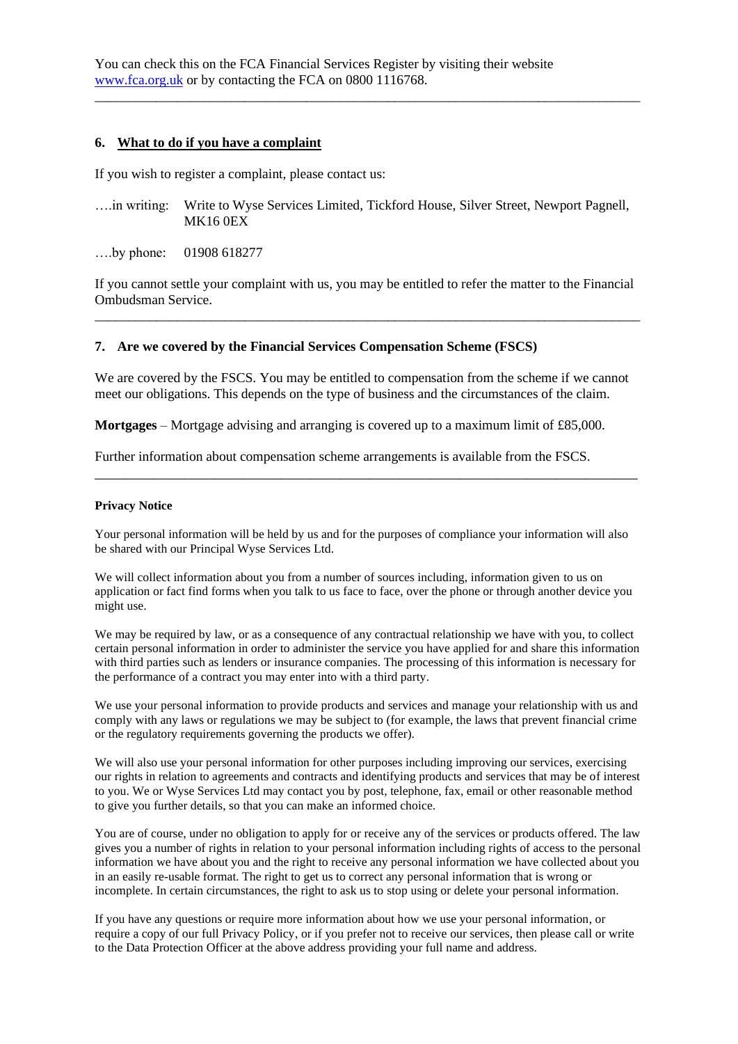You can check this on the FCA Financial Services Register by visiting their website [www.fca.org.uk](http://www.fca.org.uk) or by contacting the FCA on 0800 1116768.

---

## 6. What to do if you have a complaint

If you wish to register a complaint, please contact us:

….in writing: Write to Wyse Services Limited, Tickford House, Silver Street, Newport Pagnell, MK16 0EX

….by phone: 01908 618277

If you cannot settle your complaint with us, you may be entitled to refer the matter to the Financial Ombudsman Service.

---

## 7. Are we covered by the Financial Services Compensation Scheme (FSCS)

We are covered by the FSCS. You may be entitled to compensation from the scheme if we cannot meet our obligations. This depends on the type of business and the circumstances of the claim.

**Mortgages** – Mortgage advising and arranging is covered up to a maximum limit of £85,000.

Further information about compensation scheme arrangements is available from the FSCS.

---

**Privacy Notice**

Your personal information will be held by us and for the purposes of compliance your information will also be shared with our Principal Wyse Services Ltd.

We will collect information about you from a number of sources including, information given to us on application or fact find forms when you talk to us face to face, over the phone or through another device you might use.

We may be required by law, or as a consequence of any contractual relationship we have with you, to collect certain personal information in order to administer the service you have applied for and share this information with third parties such as lenders or insurance companies. The processing of this information is necessary for the performance of a contract you may enter into with a third party.

We use your personal information to provide products and services and manage your relationship with us and comply with any laws or regulations we may be subject to (for example, the laws that prevent financial crime or the regulatory requirements governing the products we offer).

We will also use your personal information for other purposes including improving our services, exercising our rights in relation to agreements and contracts and identifying products and services that may be of interest to you. We or Wyse Services Ltd may contact you by post, telephone, fax, email or other reasonable method to give you further details, so that you can make an informed choice.

You are of course, under no obligation to apply for or receive any of the services or products offered. The law gives you a number of rights in relation to your personal information including rights of access to the personal information we have about you and the right to receive any personal information we have collected about you in an easily re-usable format. The right to get us to correct any personal information that is wrong or incomplete. In certain circumstances, the right to ask us to stop using or delete your personal information.

If you have any questions or require more information about how we use your personal information, or require a copy of our full Privacy Policy, or if you prefer not to receive our services, then please call or write to the Data Protection Officer at the above address providing your full name and address.